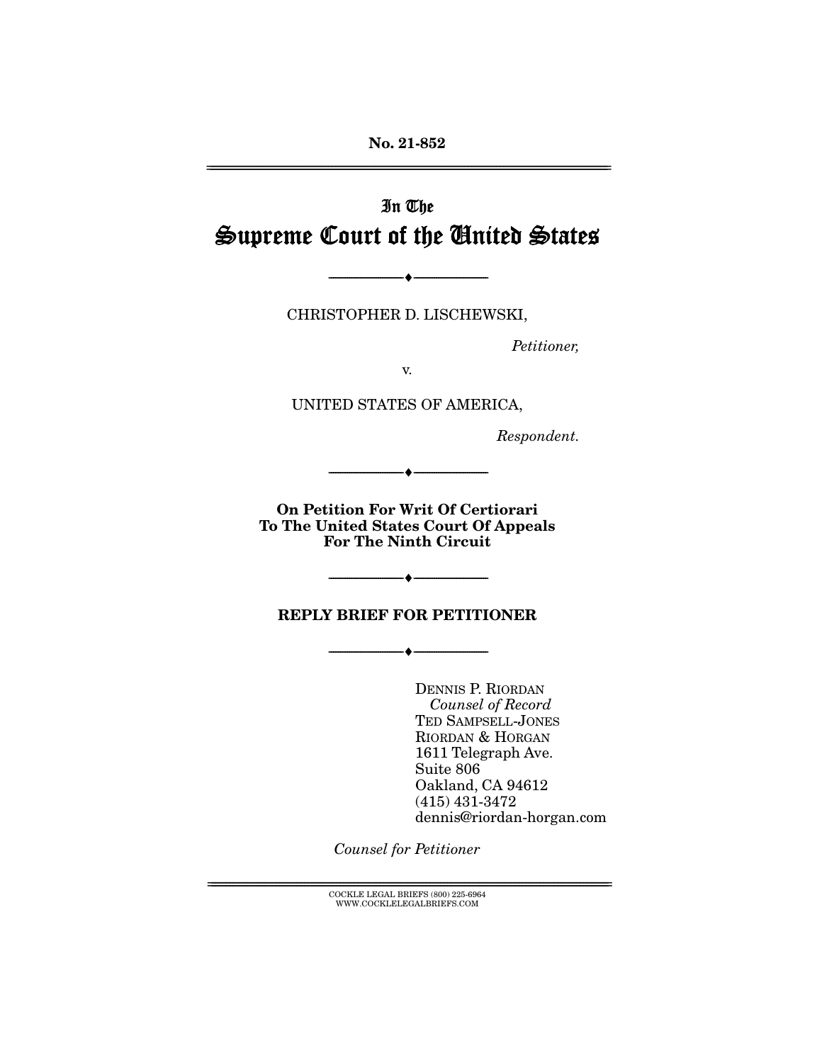No. 21-852

# In The Supreme Court of the United States

---

CHRISTOPHER D. LISCHEWSKI,

*Petitioner,*

v.

UNITED STATES OF AMERICA,

*Respondent.*

---

**On Petition For Writ Of Certiorari To The United States Court Of Appeals For The Ninth Circuit**

---

**REPLY BRIEF FOR PETITIONER**

---

DENNIS P. RIORDAN
*Counsel of Record*
TED SAMPSELL-JONES
RIORDAN & HORGAN
1611 Telegraph Ave.
Suite 806
Oakland, CA 94612
(415) 431-3472
dennis@riordan-horgan.com

*Counsel for Petitioner*

COCKLE LEGAL BRIEFS (800) 225-6964
WWW.COCKLELEGALBRIEFS.COM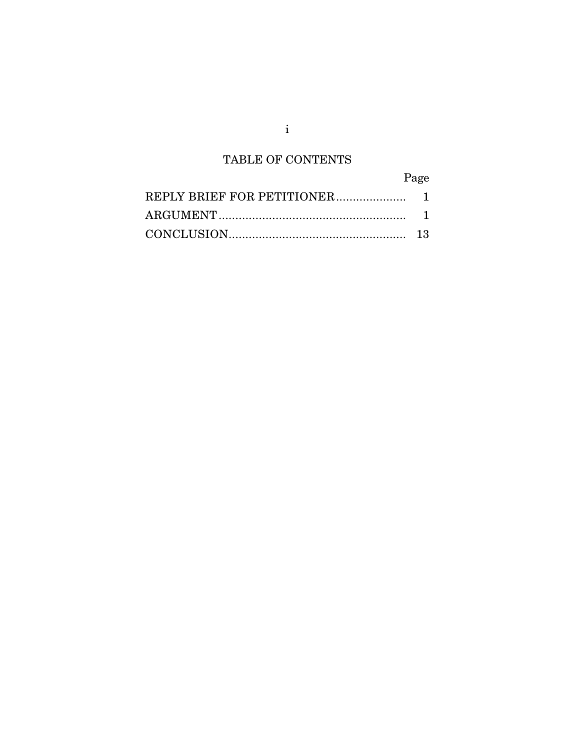# TABLE OF CONTENTS

| | Page |
|---|---|
| REPLY BRIEF FOR PETITIONER | 1 |
| ARGUMENT | 1 |
| CONCLUSION | 13 |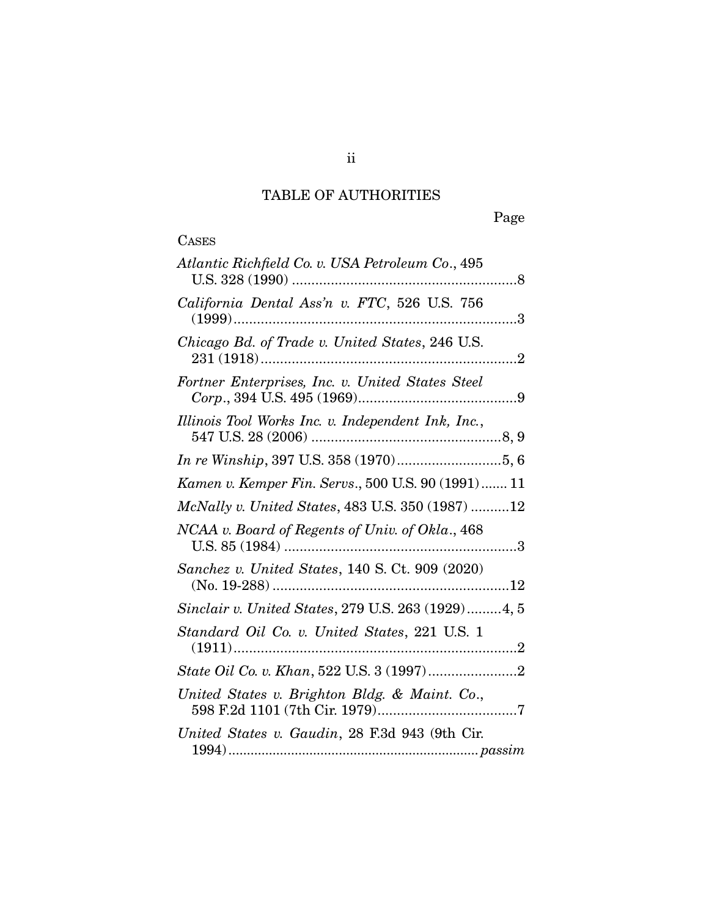# TABLE OF AUTHORITIES

Page

## CASES

*Atlantic Richfield Co. v. USA Petroleum Co.*, 495 U.S. 328 (1990) .......................................................... 8

*California Dental Ass'n v. FTC*, 526 U.S. 756 (1999) ......................................................................... 3

*Chicago Bd. of Trade v. United States*, 246 U.S. 231 (1918) .................................................................. 2

*Fortner Enterprises, Inc. v. United States Steel Corp.*, 394 U.S. 495 (1969) ......................................... 9

*Illinois Tool Works Inc. v. Independent Ink, Inc.*, 547 U.S. 28 (2006) ................................................ 8, 9

*In re Winship*, 397 U.S. 358 (1970) .......................... 5, 6

*Kamen v. Kemper Fin. Servs.*, 500 U.S. 90 (1991) ....... 11

*McNally v. United States*, 483 U.S. 350 (1987) .......... 12

*NCAA v. Board of Regents of Univ. of Okla.*, 468 U.S. 85 (1984) ............................................................ 3

*Sanchez v. United States*, 140 S. Ct. 909 (2020) (No. 19-288) ............................................................. 12

*Sinclair v. United States*, 279 U.S. 263 (1929) ......... 4, 5

*Standard Oil Co. v. United States*, 221 U.S. 1 (1911) ......................................................................... 2

*State Oil Co. v. Khan*, 522 U.S. 3 (1997) ...................... 2

*United States v. Brighton Bldg. & Maint. Co.*, 598 F.2d 1101 (7th Cir. 1979) .................................... 7

*United States v. Gaudin*, 28 F.3d 943 (9th Cir. 1994) ................................................................... *passim*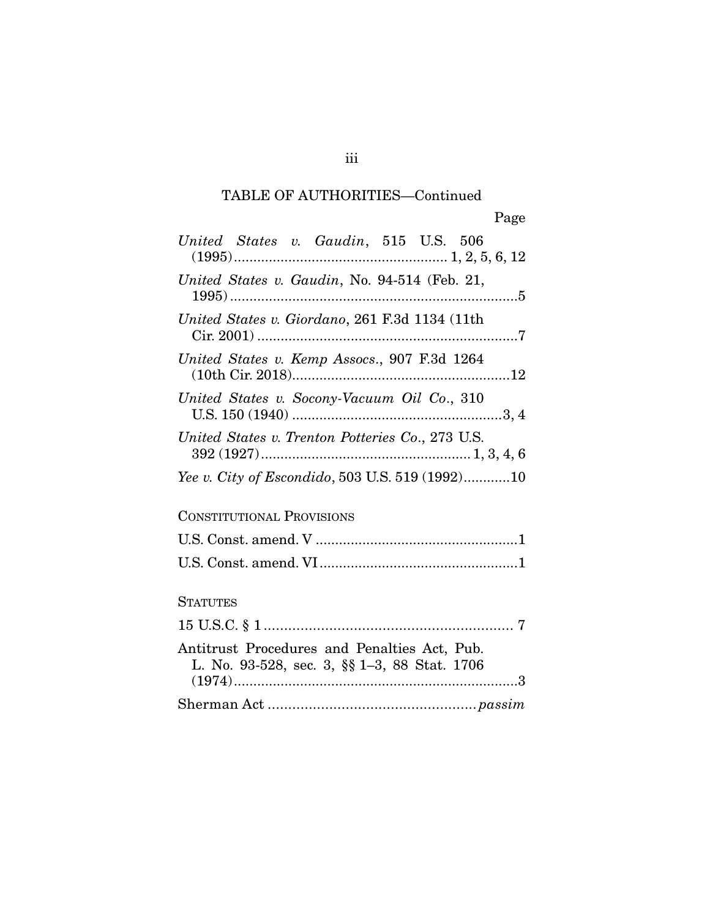## TABLE OF AUTHORITIES—Continued

Page

*United States v. Gaudin*, 515 U.S. 506 (1995) ........ 1, 2, 5, 6, 12

*United States v. Gaudin*, No. 94-514 (Feb. 21, 1995) ........ 5

*United States v. Giordano*, 261 F.3d 1134 (11th Cir. 2001) ........ 7

*United States v. Kemp Assocs.*, 907 F.3d 1264 (10th Cir. 2018) ........ 12

*United States v. Socony-Vacuum Oil Co.*, 310 U.S. 150 (1940) ........ 3, 4

*United States v. Trenton Potteries Co.*, 273 U.S. 392 (1927) ........ 1, 3, 4, 6

*Yee v. City of Escondido*, 503 U.S. 519 (1992) ........ 10

### Constitutional Provisions

U.S. Const. amend. V ........ 1

U.S. Const. amend. VI ........ 1

### Statutes

15 U.S.C. § 1 ........ 7

Antitrust Procedures and Penalties Act, Pub. L. No. 93-528, sec. 3, §§ 1–3, 88 Stat. 1706 (1974) ........ 3

Sherman Act ........ *passim*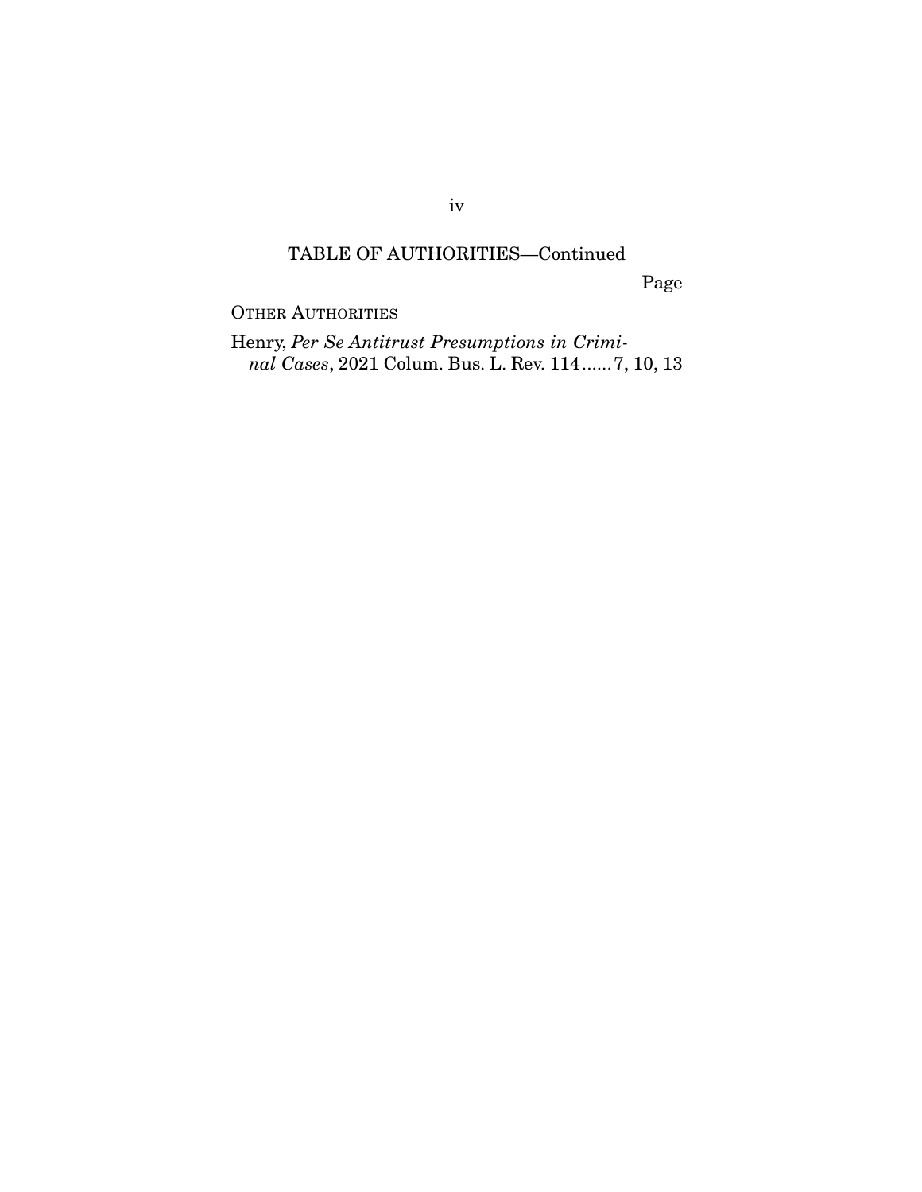## TABLE OF AUTHORITIES—Continued

Page

OTHER AUTHORITIES

Henry, *Per Se Antitrust Presumptions in Criminal Cases*, 2021 Colum. Bus. L. Rev. 114 ...... 7, 10, 13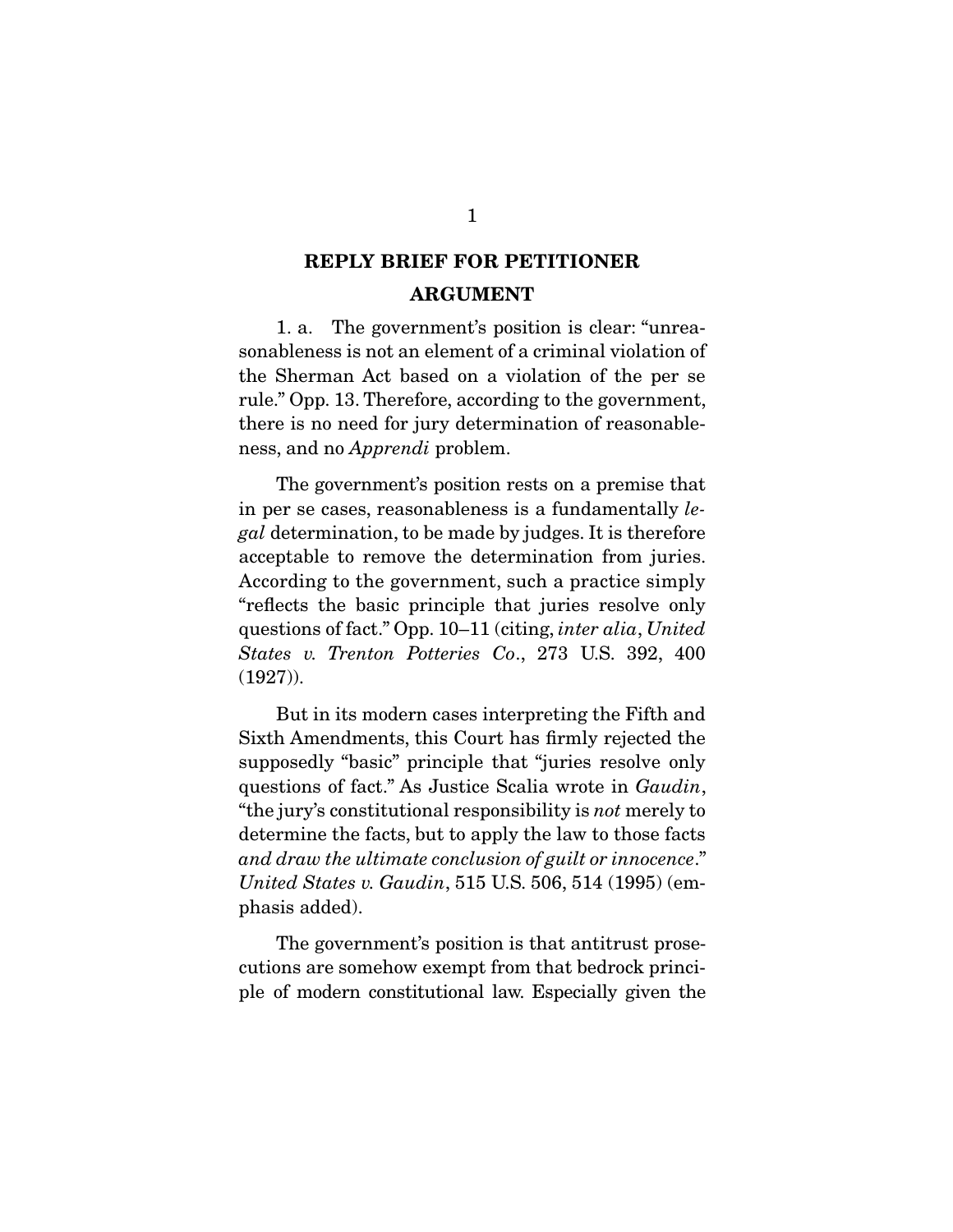## REPLY BRIEF FOR PETITIONER

## ARGUMENT

1. a. The government's position is clear: "unreasonableness is not an element of a criminal violation of the Sherman Act based on a violation of the per se rule." Opp. 13. Therefore, according to the government, there is no need for jury determination of reasonableness, and no *Apprendi* problem.

The government's position rests on a premise that in per se cases, reasonableness is a fundamentally *legal* determination, to be made by judges. It is therefore acceptable to remove the determination from juries. According to the government, such a practice simply "reflects the basic principle that juries resolve only questions of fact." Opp. 10–11 (citing, *inter alia*, *United States v. Trenton Potteries Co*., 273 U.S. 392, 400 (1927)).

But in its modern cases interpreting the Fifth and Sixth Amendments, this Court has firmly rejected the supposedly "basic" principle that "juries resolve only questions of fact." As Justice Scalia wrote in *Gaudin*, "the jury's constitutional responsibility is *not* merely to determine the facts, but to apply the law to those facts *and draw the ultimate conclusion of guilt or innocence*." *United States v. Gaudin*, 515 U.S. 506, 514 (1995) (emphasis added).

The government's position is that antitrust prosecutions are somehow exempt from that bedrock principle of modern constitutional law. Especially given the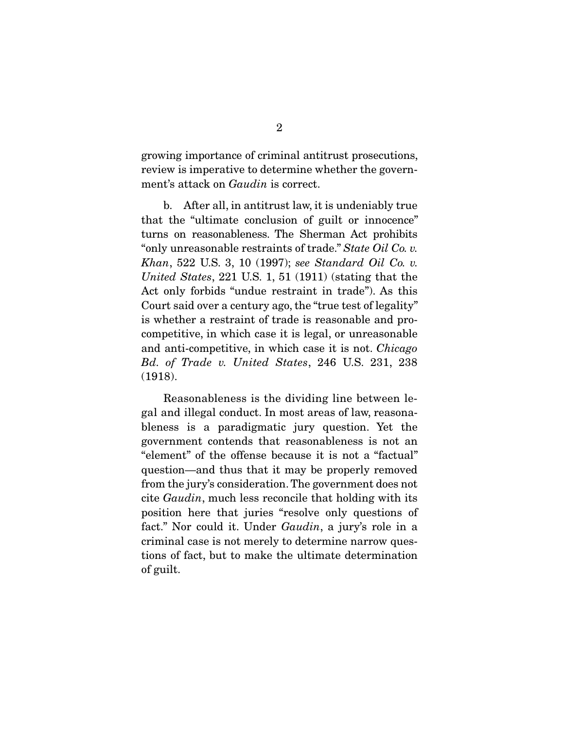growing importance of criminal antitrust prosecutions, review is imperative to determine whether the government's attack on *Gaudin* is correct.

b. After all, in antitrust law, it is undeniably true that the "ultimate conclusion of guilt or innocence" turns on reasonableness. The Sherman Act prohibits "only unreasonable restraints of trade." *State Oil Co. v. Khan*, 522 U.S. 3, 10 (1997); *see Standard Oil Co. v. United States*, 221 U.S. 1, 51 (1911) (stating that the Act only forbids "undue restraint in trade"). As this Court said over a century ago, the "true test of legality" is whether a restraint of trade is reasonable and pro-competitive, in which case it is legal, or unreasonable and anti-competitive, in which case it is not. *Chicago Bd. of Trade v. United States*, 246 U.S. 231, 238 (1918).

Reasonableness is the dividing line between legal and illegal conduct. In most areas of law, reasonableness is a paradigmatic jury question. Yet the government contends that reasonableness is not an "element" of the offense because it is not a "factual" question—and thus that it may be properly removed from the jury's consideration. The government does not cite *Gaudin*, much less reconcile that holding with its position here that juries "resolve only questions of fact." Nor could it. Under *Gaudin*, a jury's role in a criminal case is not merely to determine narrow questions of fact, but to make the ultimate determination of guilt.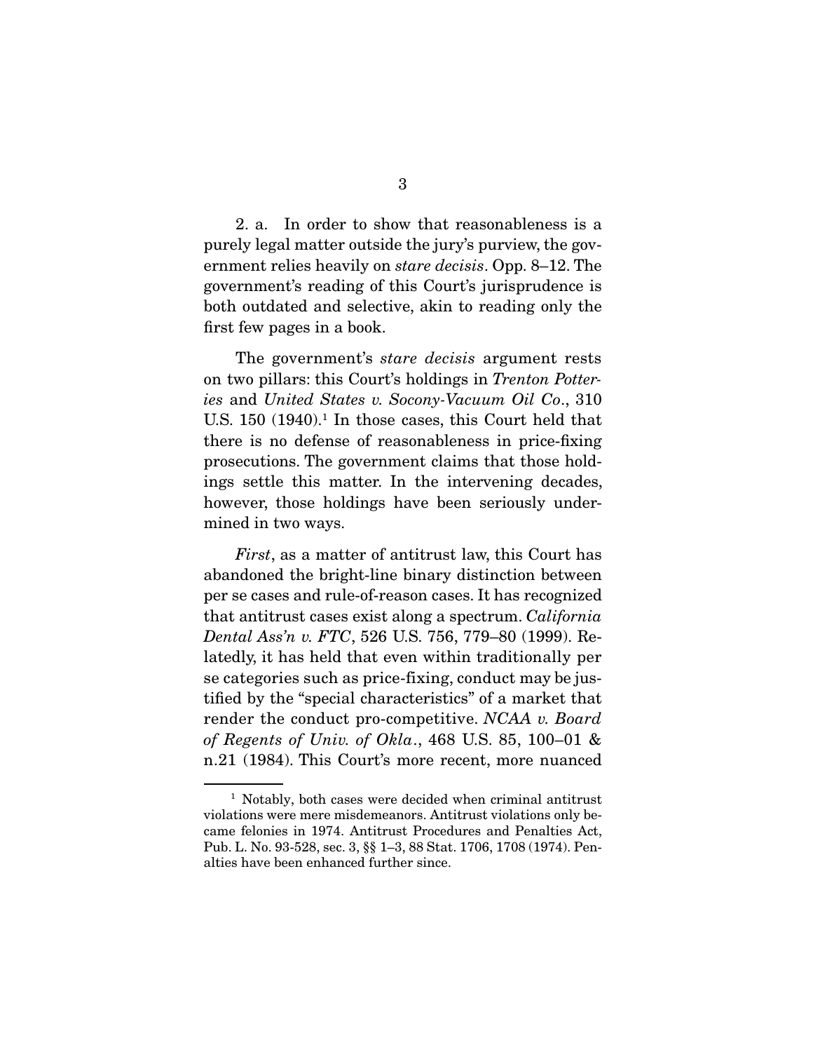2. a. In order to show that reasonableness is a purely legal matter outside the jury's purview, the government relies heavily on *stare decisis*. Opp. 8–12. The government's reading of this Court's jurisprudence is both outdated and selective, akin to reading only the first few pages in a book.

The government's *stare decisis* argument rests on two pillars: this Court's holdings in *Trenton Potteries* and *United States v. Socony-Vacuum Oil Co*., 310 U.S. 150 (1940).[1] In those cases, this Court held that there is no defense of reasonableness in price-fixing prosecutions. The government claims that those holdings settle this matter. In the intervening decades, however, those holdings have been seriously undermined in two ways.

*First*, as a matter of antitrust law, this Court has abandoned the bright-line binary distinction between per se cases and rule-of-reason cases. It has recognized that antitrust cases exist along a spectrum. *California Dental Ass'n v. FTC*, 526 U.S. 756, 779–80 (1999). Relatedly, it has held that even within traditionally per se categories such as price-fixing, conduct may be justified by the "special characteristics" of a market that render the conduct pro-competitive. *NCAA v. Board of Regents of Univ. of Okla*., 468 U.S. 85, 100–01 & n.21 (1984). This Court's more recent, more nuanced

---

[1] Notably, both cases were decided when criminal antitrust violations were mere misdemeanors. Antitrust violations only became felonies in 1974. Antitrust Procedures and Penalties Act, Pub. L. No. 93-528, sec. 3, §§ 1–3, 88 Stat. 1706, 1708 (1974). Penalties have been enhanced further since.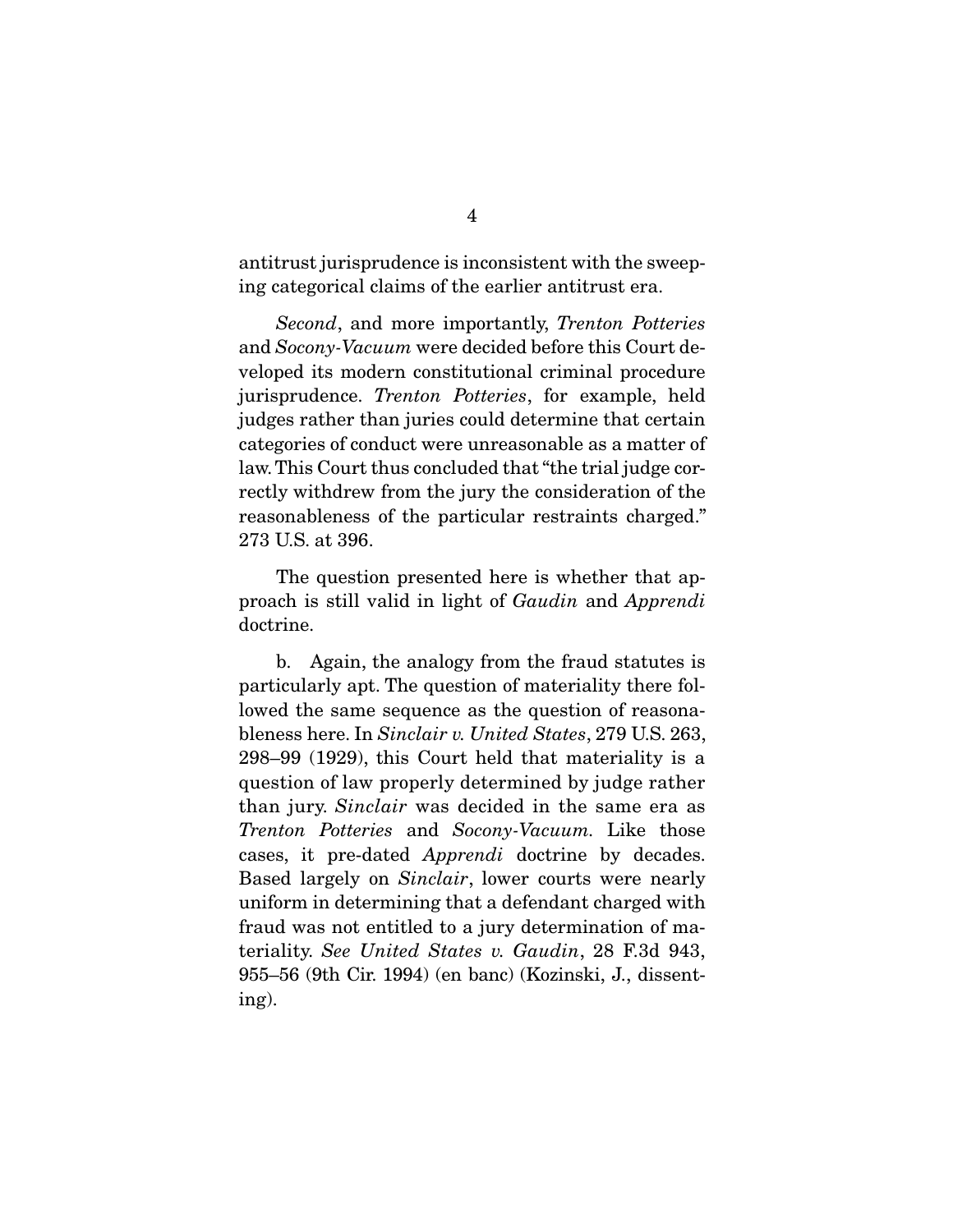antitrust jurisprudence is inconsistent with the sweeping categorical claims of the earlier antitrust era.

*Second*, and more importantly, *Trenton Potteries* and *Socony-Vacuum* were decided before this Court developed its modern constitutional criminal procedure jurisprudence. *Trenton Potteries*, for example, held judges rather than juries could determine that certain categories of conduct were unreasonable as a matter of law. This Court thus concluded that "the trial judge correctly withdrew from the jury the consideration of the reasonableness of the particular restraints charged." 273 U.S. at 396.

The question presented here is whether that approach is still valid in light of *Gaudin* and *Apprendi* doctrine.

b. Again, the analogy from the fraud statutes is particularly apt. The question of materiality there followed the same sequence as the question of reasonableness here. In *Sinclair v. United States*, 279 U.S. 263, 298–99 (1929), this Court held that materiality is a question of law properly determined by judge rather than jury. *Sinclair* was decided in the same era as *Trenton Potteries* and *Socony-Vacuum*. Like those cases, it pre-dated *Apprendi* doctrine by decades. Based largely on *Sinclair*, lower courts were nearly uniform in determining that a defendant charged with fraud was not entitled to a jury determination of materiality. *See United States v. Gaudin*, 28 F.3d 943, 955–56 (9th Cir. 1994) (en banc) (Kozinski, J., dissenting).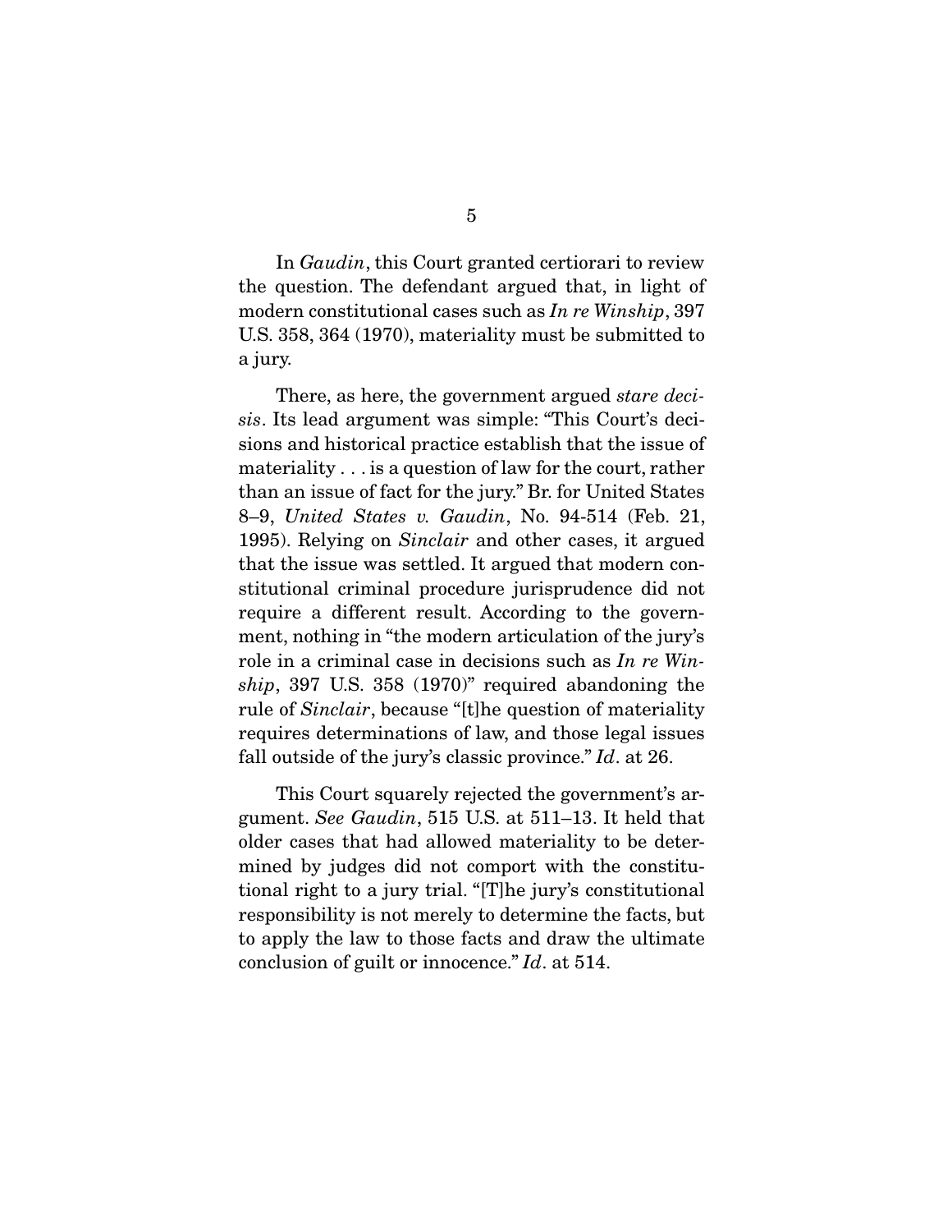In *Gaudin*, this Court granted certiorari to review the question. The defendant argued that, in light of modern constitutional cases such as *In re Winship*, 397 U.S. 358, 364 (1970), materiality must be submitted to a jury.

There, as here, the government argued *stare decisis*. Its lead argument was simple: "This Court's decisions and historical practice establish that the issue of materiality . . . is a question of law for the court, rather than an issue of fact for the jury." Br. for United States 8–9, *United States v. Gaudin*, No. 94-514 (Feb. 21, 1995). Relying on *Sinclair* and other cases, it argued that the issue was settled. It argued that modern constitutional criminal procedure jurisprudence did not require a different result. According to the government, nothing in "the modern articulation of the jury's role in a criminal case in decisions such as *In re Winship*, 397 U.S. 358 (1970)" required abandoning the rule of *Sinclair*, because "[t]he question of materiality requires determinations of law, and those legal issues fall outside of the jury's classic province." *Id*. at 26.

This Court squarely rejected the government's argument. *See Gaudin*, 515 U.S. at 511–13. It held that older cases that had allowed materiality to be determined by judges did not comport with the constitutional right to a jury trial. "[T]he jury's constitutional responsibility is not merely to determine the facts, but to apply the law to those facts and draw the ultimate conclusion of guilt or innocence." *Id*. at 514.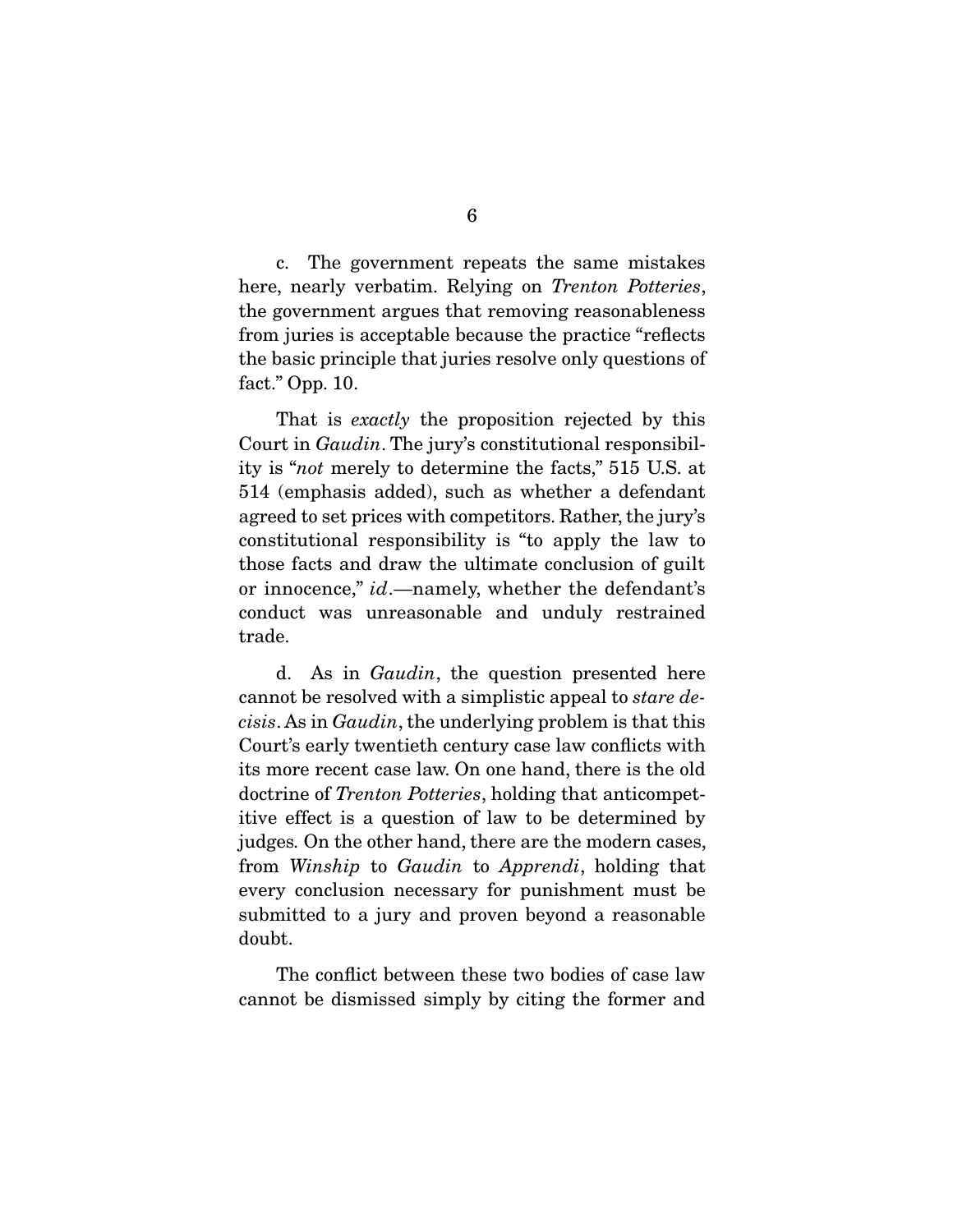c. The government repeats the same mistakes here, nearly verbatim. Relying on *Trenton Potteries*, the government argues that removing reasonableness from juries is acceptable because the practice "reflects the basic principle that juries resolve only questions of fact." Opp. 10.

That is *exactly* the proposition rejected by this Court in *Gaudin*. The jury's constitutional responsibility is "*not* merely to determine the facts," 515 U.S. at 514 (emphasis added), such as whether a defendant agreed to set prices with competitors. Rather, the jury's constitutional responsibility is "to apply the law to those facts and draw the ultimate conclusion of guilt or innocence," *id*.—namely, whether the defendant's conduct was unreasonable and unduly restrained trade.

d. As in *Gaudin*, the question presented here cannot be resolved with a simplistic appeal to *stare decisis*. As in *Gaudin*, the underlying problem is that this Court's early twentieth century case law conflicts with its more recent case law. On one hand, there is the old doctrine of *Trenton Potteries*, holding that anticompetitive effect is a question of law to be determined by judges. On the other hand, there are the modern cases, from *Winship* to *Gaudin* to *Apprendi*, holding that every conclusion necessary for punishment must be submitted to a jury and proven beyond a reasonable doubt.

The conflict between these two bodies of case law cannot be dismissed simply by citing the former and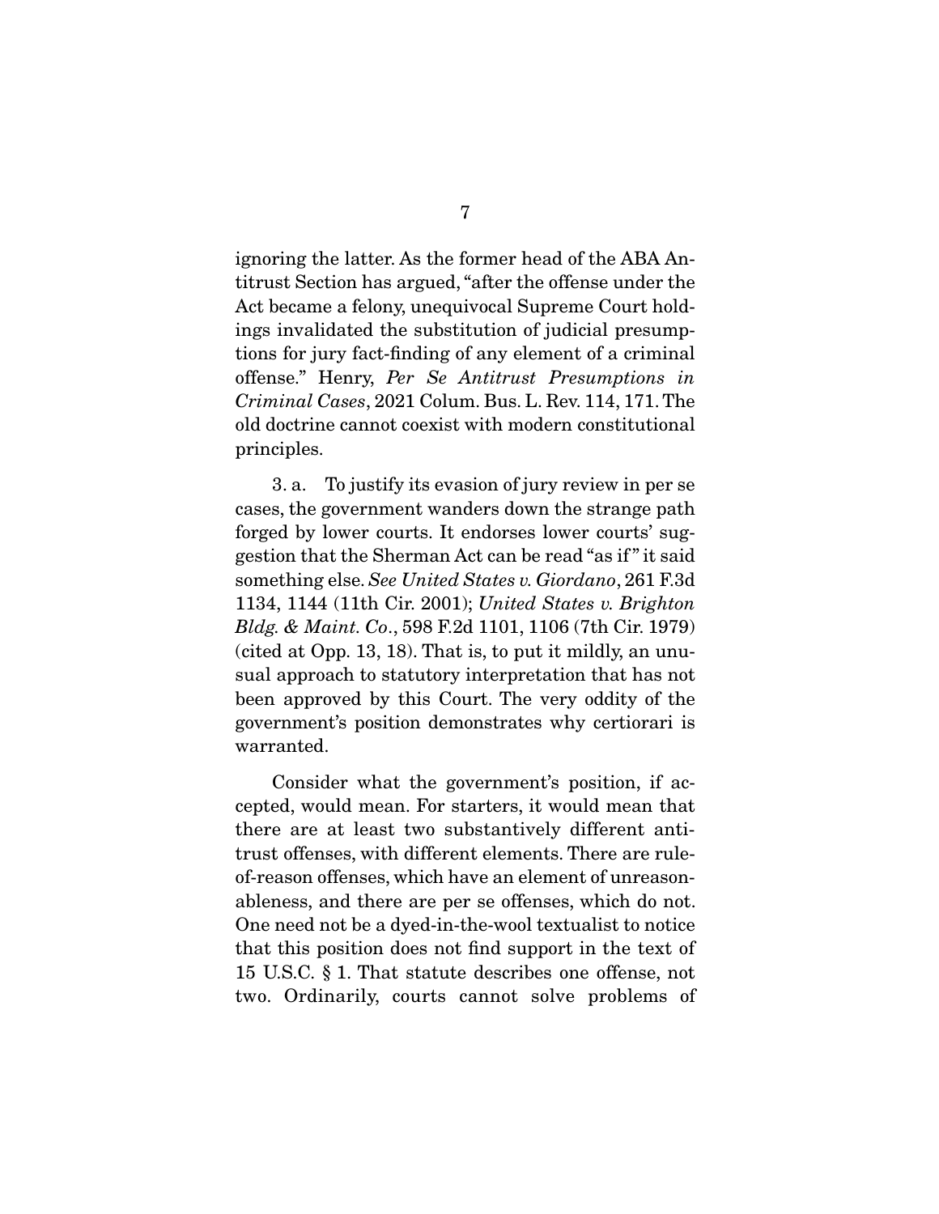ignoring the latter. As the former head of the ABA Antitrust Section has argued, "after the offense under the Act became a felony, unequivocal Supreme Court holdings invalidated the substitution of judicial presumptions for jury fact-finding of any element of a criminal offense." Henry, *Per Se Antitrust Presumptions in Criminal Cases*, 2021 Colum. Bus. L. Rev. 114, 171. The old doctrine cannot coexist with modern constitutional principles.

3. a. To justify its evasion of jury review in per se cases, the government wanders down the strange path forged by lower courts. It endorses lower courts' suggestion that the Sherman Act can be read "as if" it said something else. *See United States v. Giordano*, 261 F.3d 1134, 1144 (11th Cir. 2001); *United States v. Brighton Bldg. & Maint. Co*., 598 F.2d 1101, 1106 (7th Cir. 1979) (cited at Opp. 13, 18). That is, to put it mildly, an unusual approach to statutory interpretation that has not been approved by this Court. The very oddity of the government's position demonstrates why certiorari is warranted.

Consider what the government's position, if accepted, would mean. For starters, it would mean that there are at least two substantively different antitrust offenses, with different elements. There are rule-of-reason offenses, which have an element of unreasonableness, and there are per se offenses, which do not. One need not be a dyed-in-the-wool textualist to notice that this position does not find support in the text of 15 U.S.C. § 1. That statute describes one offense, not two. Ordinarily, courts cannot solve problems of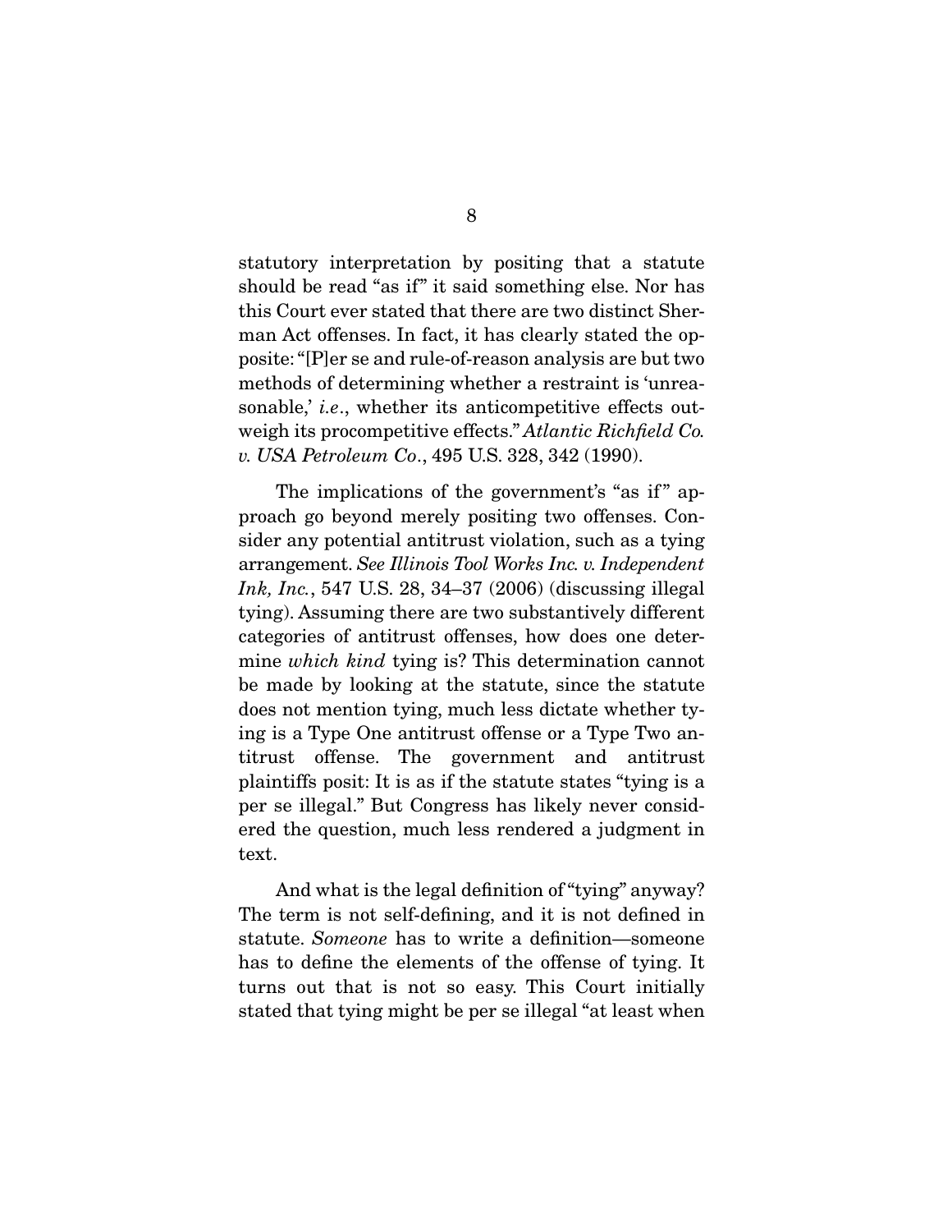statutory interpretation by positing that a statute should be read "as if" it said something else. Nor has this Court ever stated that there are two distinct Sherman Act offenses. In fact, it has clearly stated the opposite: "[P]er se and rule-of-reason analysis are but two methods of determining whether a restraint is 'unreasonable,' *i.e*., whether its anticompetitive effects outweigh its procompetitive effects." *Atlantic Richfield Co. v. USA Petroleum Co*., 495 U.S. 328, 342 (1990).

The implications of the government's "as if" approach go beyond merely positing two offenses. Consider any potential antitrust violation, such as a tying arrangement. *See Illinois Tool Works Inc. v. Independent Ink, Inc.*, 547 U.S. 28, 34–37 (2006) (discussing illegal tying). Assuming there are two substantively different categories of antitrust offenses, how does one determine *which kind* tying is? This determination cannot be made by looking at the statute, since the statute does not mention tying, much less dictate whether tying is a Type One antitrust offense or a Type Two antitrust offense. The government and antitrust plaintiffs posit: It is as if the statute states "tying is a per se illegal." But Congress has likely never considered the question, much less rendered a judgment in text.

And what is the legal definition of "tying" anyway? The term is not self-defining, and it is not defined in statute. *Someone* has to write a definition—someone has to define the elements of the offense of tying. It turns out that is not so easy. This Court initially stated that tying might be per se illegal "at least when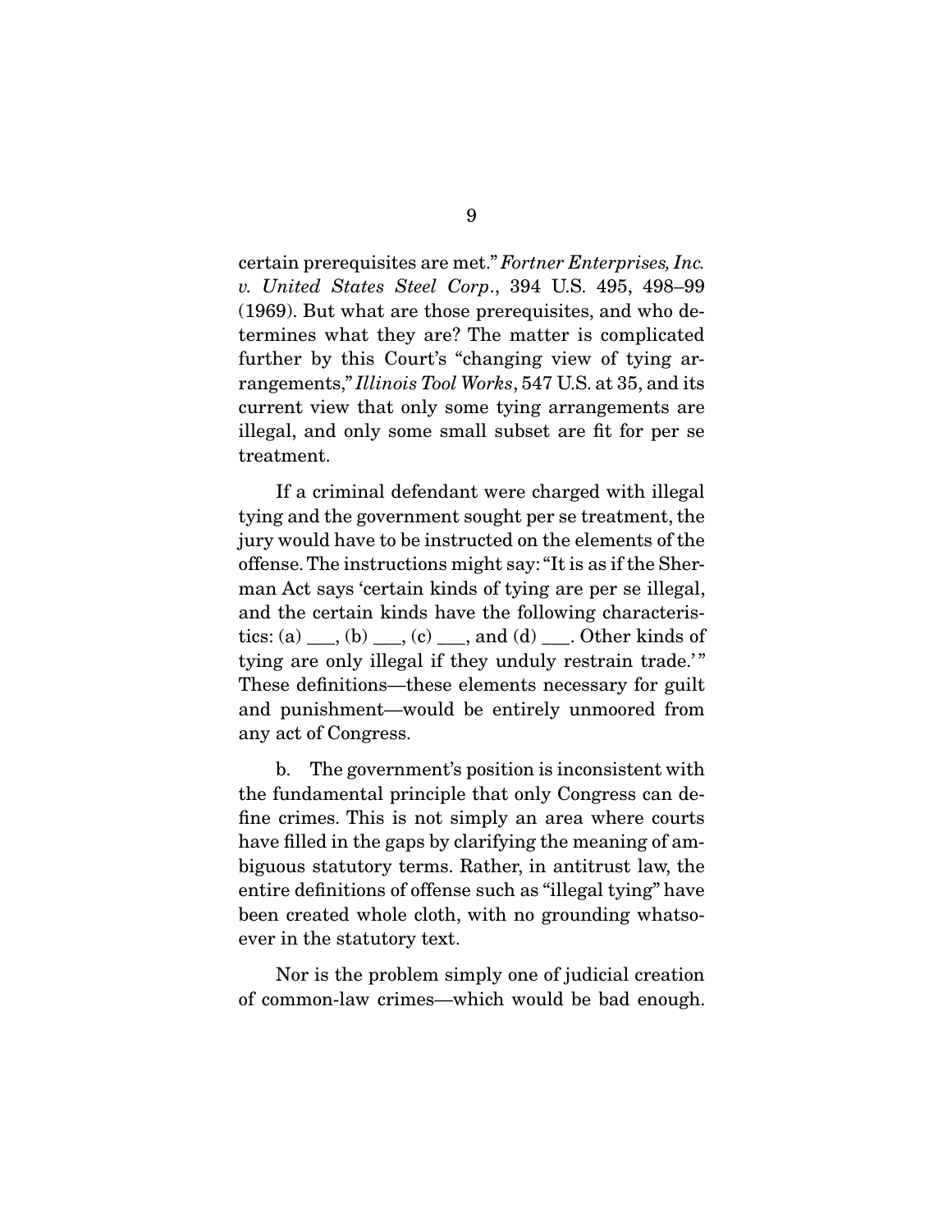certain prerequisites are met." *Fortner Enterprises, Inc. v. United States Steel Corp*., 394 U.S. 495, 498–99 (1969). But what are those prerequisites, and who determines what they are? The matter is complicated further by this Court's "changing view of tying arrangements," *Illinois Tool Works*, 547 U.S. at 35, and its current view that only some tying arrangements are illegal, and only some small subset are fit for per se treatment.

If a criminal defendant were charged with illegal tying and the government sought per se treatment, the jury would have to be instructed on the elements of the offense. The instructions might say: "It is as if the Sherman Act says 'certain kinds of tying are per se illegal, and the certain kinds have the following characteristics: (a) ___, (b) ___, (c) ___, and (d) ___. Other kinds of tying are only illegal if they unduly restrain trade.'" These definitions—these elements necessary for guilt and punishment—would be entirely unmoored from any act of Congress.

b. The government's position is inconsistent with the fundamental principle that only Congress can define crimes. This is not simply an area where courts have filled in the gaps by clarifying the meaning of ambiguous statutory terms. Rather, in antitrust law, the entire definitions of offense such as "illegal tying" have been created whole cloth, with no grounding whatsoever in the statutory text.

Nor is the problem simply one of judicial creation of common-law crimes—which would be bad enough.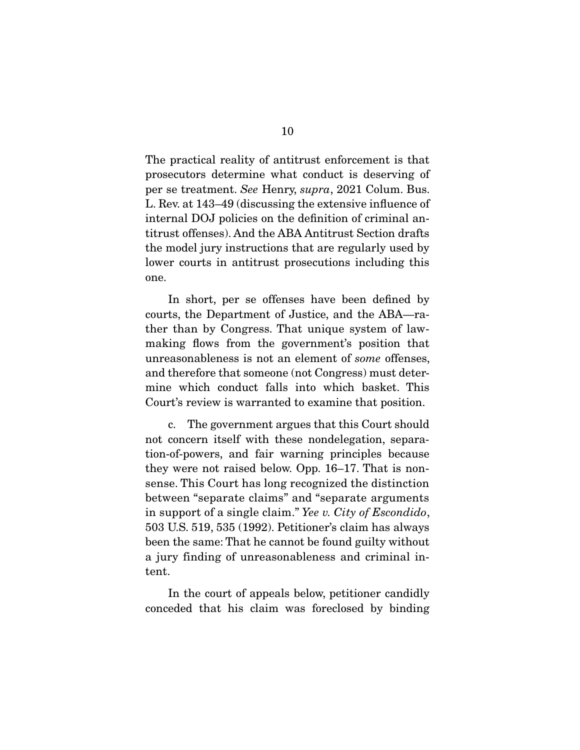The practical reality of antitrust enforcement is that prosecutors determine what conduct is deserving of per se treatment. *See* Henry, *supra*, 2021 Colum. Bus. L. Rev. at 143–49 (discussing the extensive influence of internal DOJ policies on the definition of criminal antitrust offenses). And the ABA Antitrust Section drafts the model jury instructions that are regularly used by lower courts in antitrust prosecutions including this one.

In short, per se offenses have been defined by courts, the Department of Justice, and the ABA—rather than by Congress. That unique system of lawmaking flows from the government's position that unreasonableness is not an element of *some* offenses, and therefore that someone (not Congress) must determine which conduct falls into which basket. This Court's review is warranted to examine that position.

c. The government argues that this Court should not concern itself with these nondelegation, separation-of-powers, and fair warning principles because they were not raised below. Opp. 16–17. That is nonsense. This Court has long recognized the distinction between "separate claims" and "separate arguments in support of a single claim." *Yee v. City of Escondido*, 503 U.S. 519, 535 (1992). Petitioner's claim has always been the same: That he cannot be found guilty without a jury finding of unreasonableness and criminal intent.

In the court of appeals below, petitioner candidly conceded that his claim was foreclosed by binding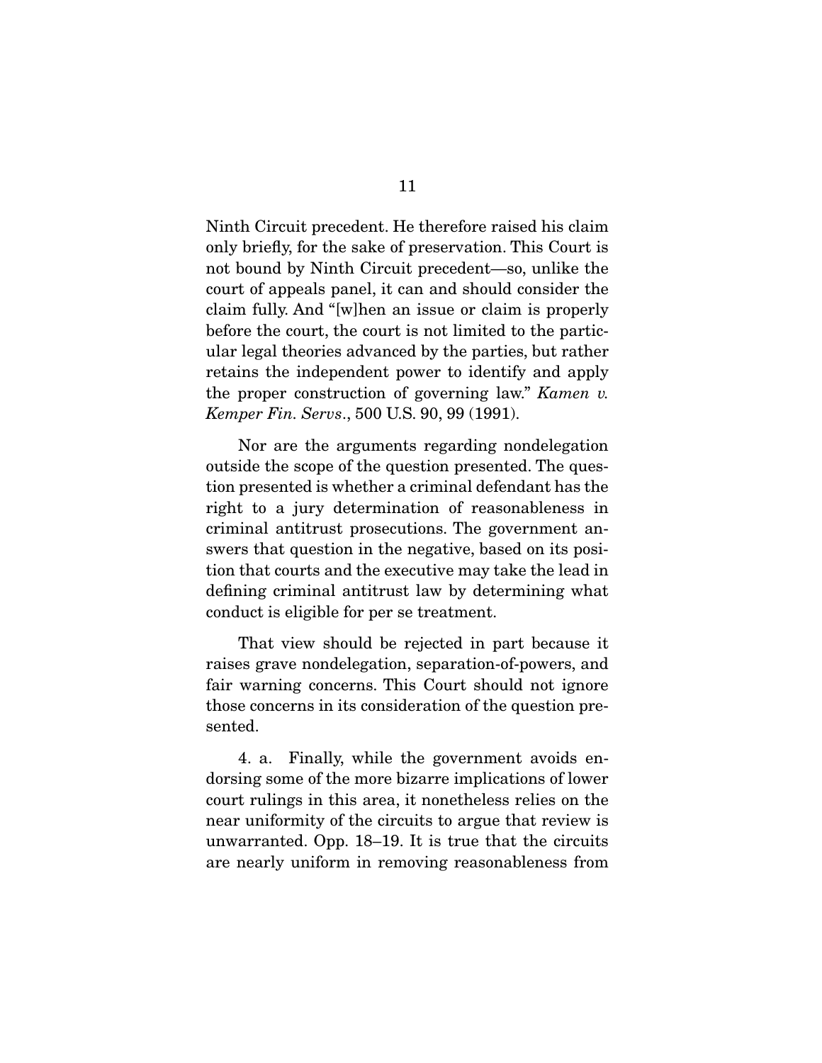Ninth Circuit precedent. He therefore raised his claim only briefly, for the sake of preservation. This Court is not bound by Ninth Circuit precedent—so, unlike the court of appeals panel, it can and should consider the claim fully. And "[w]hen an issue or claim is properly before the court, the court is not limited to the particular legal theories advanced by the parties, but rather retains the independent power to identify and apply the proper construction of governing law." *Kamen v. Kemper Fin. Servs*., 500 U.S. 90, 99 (1991).

Nor are the arguments regarding nondelegation outside the scope of the question presented. The question presented is whether a criminal defendant has the right to a jury determination of reasonableness in criminal antitrust prosecutions. The government answers that question in the negative, based on its position that courts and the executive may take the lead in defining criminal antitrust law by determining what conduct is eligible for per se treatment.

That view should be rejected in part because it raises grave nondelegation, separation-of-powers, and fair warning concerns. This Court should not ignore those concerns in its consideration of the question presented.

4. a. Finally, while the government avoids endorsing some of the more bizarre implications of lower court rulings in this area, it nonetheless relies on the near uniformity of the circuits to argue that review is unwarranted. Opp. 18–19. It is true that the circuits are nearly uniform in removing reasonableness from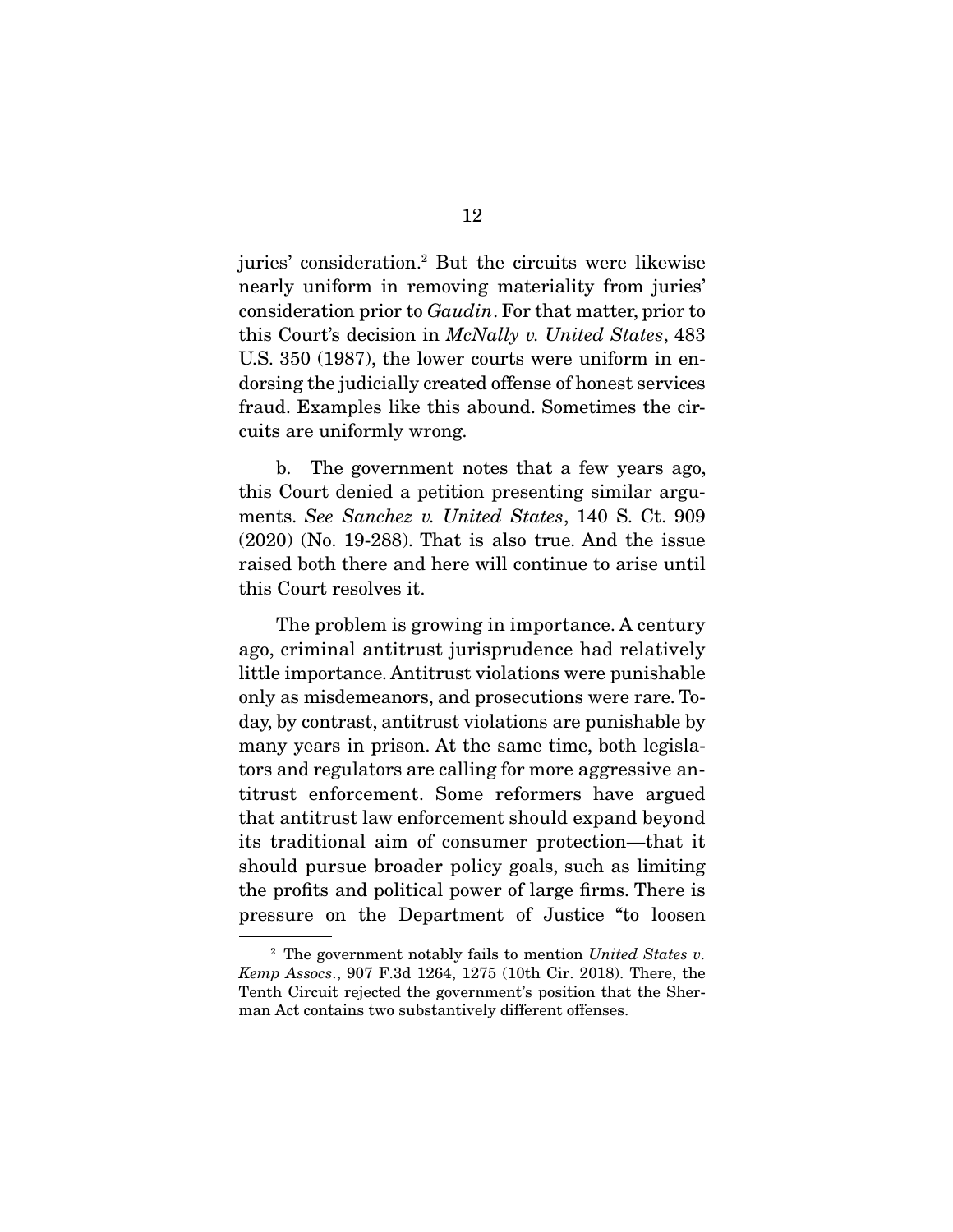juries' consideration.[2] But the circuits were likewise nearly uniform in removing materiality from juries' consideration prior to *Gaudin*. For that matter, prior to this Court's decision in *McNally v. United States*, 483 U.S. 350 (1987), the lower courts were uniform in endorsing the judicially created offense of honest services fraud. Examples like this abound. Sometimes the circuits are uniformly wrong.

b. The government notes that a few years ago, this Court denied a petition presenting similar arguments. *See Sanchez v. United States*, 140 S. Ct. 909 (2020) (No. 19-288). That is also true. And the issue raised both there and here will continue to arise until this Court resolves it.

The problem is growing in importance. A century ago, criminal antitrust jurisprudence had relatively little importance. Antitrust violations were punishable only as misdemeanors, and prosecutions were rare. Today, by contrast, antitrust violations are punishable by many years in prison. At the same time, both legislators and regulators are calling for more aggressive antitrust enforcement. Some reformers have argued that antitrust law enforcement should expand beyond its traditional aim of consumer protection—that it should pursue broader policy goals, such as limiting the profits and political power of large firms. There is pressure on the Department of Justice "to loosen

---

[2] The government notably fails to mention *United States v. Kemp Assocs.*, 907 F.3d 1264, 1275 (10th Cir. 2018). There, the Tenth Circuit rejected the government's position that the Sherman Act contains two substantively different offenses.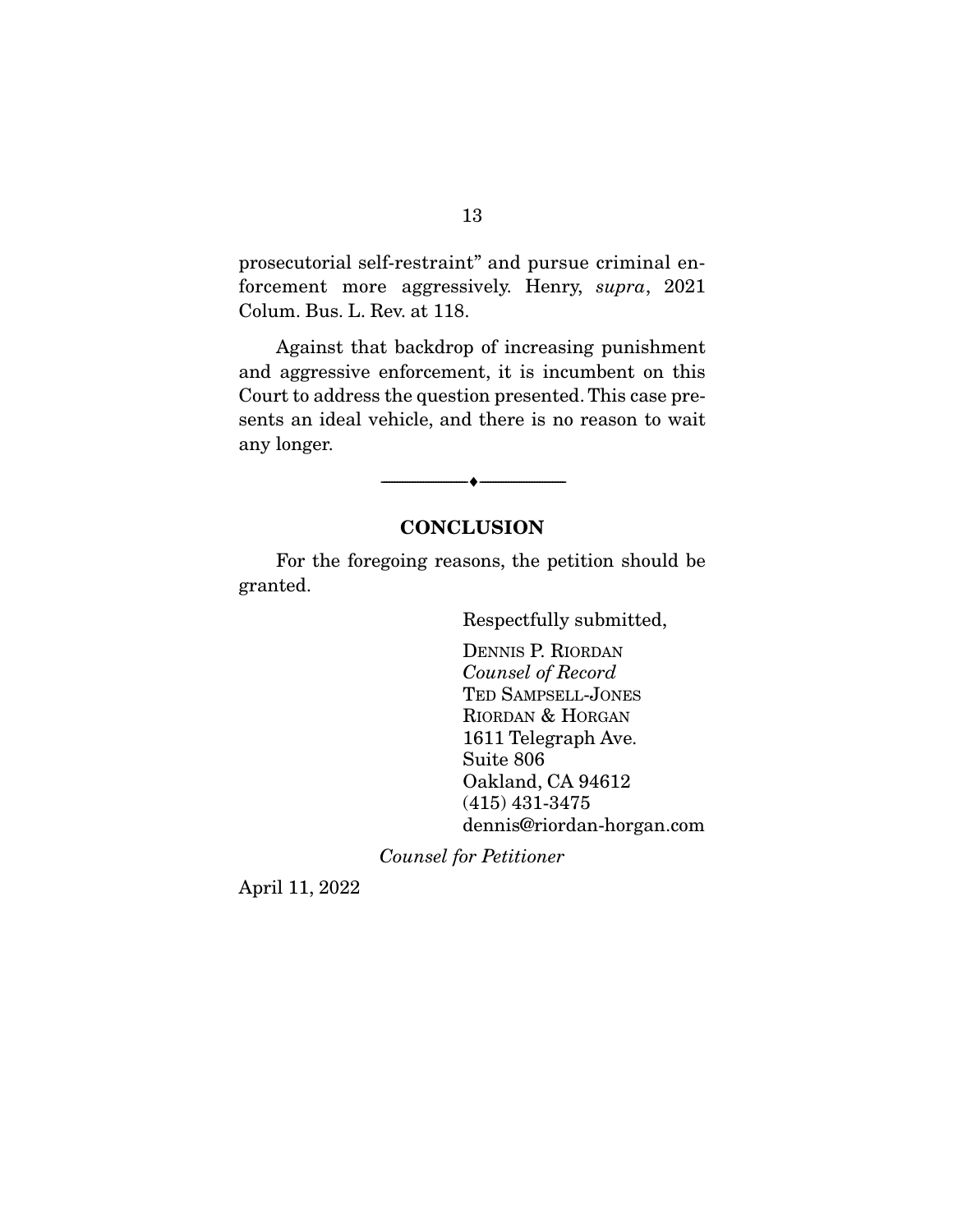prosecutorial self-restraint" and pursue criminal enforcement more aggressively. Henry, *supra*, 2021 Colum. Bus. L. Rev. at 118.

Against that backdrop of increasing punishment and aggressive enforcement, it is incumbent on this Court to address the question presented. This case presents an ideal vehicle, and there is no reason to wait any longer.

---

## CONCLUSION

For the foregoing reasons, the petition should be granted.

Respectfully submitted,

DENNIS P. RIORDAN
*Counsel of Record*
TED SAMPSELL-JONES
RIORDAN & HORGAN
1611 Telegraph Ave.
Suite 806
Oakland, CA 94612
(415) 431-3475
dennis@riordan-horgan.com

*Counsel for Petitioner*

April 11, 2022